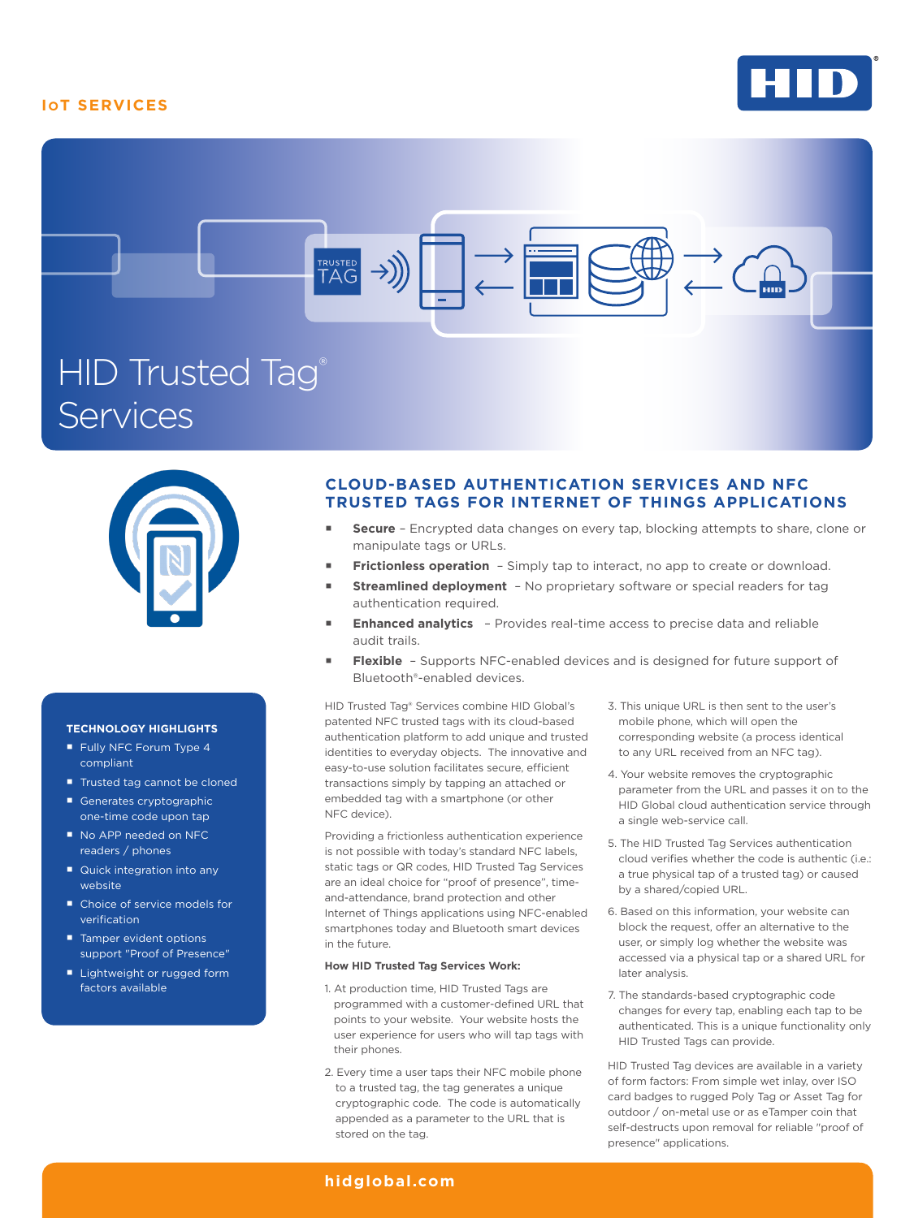IoT SERVICES

# HID Trusted Tag® Services

## CLOUD-BASED AUTHENTICATION SERVICES AND NFC TRUSTED TAGS FOR INTERNET OF THINGS APPLICATIONS

- **Secure** – Encrypted data changes on every tap, blocking attempts to share, clone or manipulate tags or URLs.
- **Frictionless operation** – Simply tap to interact, no app to create or download.
- **Streamlined deployment** – No proprietary software or special readers for tag authentication required.
- **Enhanced analytics** – Provides real-time access to precise data and reliable audit trails.
- **Flexible** – Supports NFC-enabled devices and is designed for future support of Bluetooth®-enabled devices.

HID Trusted Tag® Services combine HID Global's patented NFC trusted tags with its cloud-based authentication platform to add unique and trusted identities to everyday objects. The innovative and easy-to-use solution facilitates secure, efficient transactions simply by tapping an attached or embedded tag with a smartphone (or other NFC device).

Providing a frictionless authentication experience is not possible with today's standard NFC labels, static tags or QR codes, HID Trusted Tag Services are an ideal choice for "proof of presence", time-and-attendance, brand protection and other Internet of Things applications using NFC-enabled smartphones today and Bluetooth smart devices in the future.

**How HID Trusted Tag Services Work:**

1. At production time, HID Trusted Tags are programmed with a customer-defined URL that points to your website. Your website hosts the user experience for users who will tap tags with their phones.
2. Every time a user taps their NFC mobile phone to a trusted tag, the tag generates a unique cryptographic code. The code is automatically appended as a parameter to the URL that is stored on the tag.
3. This unique URL is then sent to the user's mobile phone, which will open the corresponding website (a process identical to any URL received from an NFC tag).
4. Your website removes the cryptographic parameter from the URL and passes it on to the HID Global cloud authentication service through a single web-service call.
5. The HID Trusted Tag Services authentication cloud verifies whether the code is authentic (i.e.: a true physical tap of a trusted tag) or caused by a shared/copied URL.
6. Based on this information, your website can block the request, offer an alternative to the user, or simply log whether the website was accessed via a physical tap or a shared URL for later analysis.
7. The standards-based cryptographic code changes for every tap, enabling each tap to be authenticated. This is a unique functionality only HID Trusted Tags can provide.

HID Trusted Tag devices are available in a variety of form factors: From simple wet inlay, over ISO card badges to rugged Poly Tag or Asset Tag for outdoor / on-metal use or as eTamper coin that self-destructs upon removal for reliable "proof of presence" applications.

### TECHNOLOGY HIGHLIGHTS

- Fully NFC Forum Type 4 compliant
- Trusted tag cannot be cloned
- Generates cryptographic one-time code upon tap
- No APP needed on NFC readers / phones
- Quick integration into any website
- Choice of service models for verification
- Tamper evident options support "Proof of Presence"
- Lightweight or rugged form factors available

hidglobal.com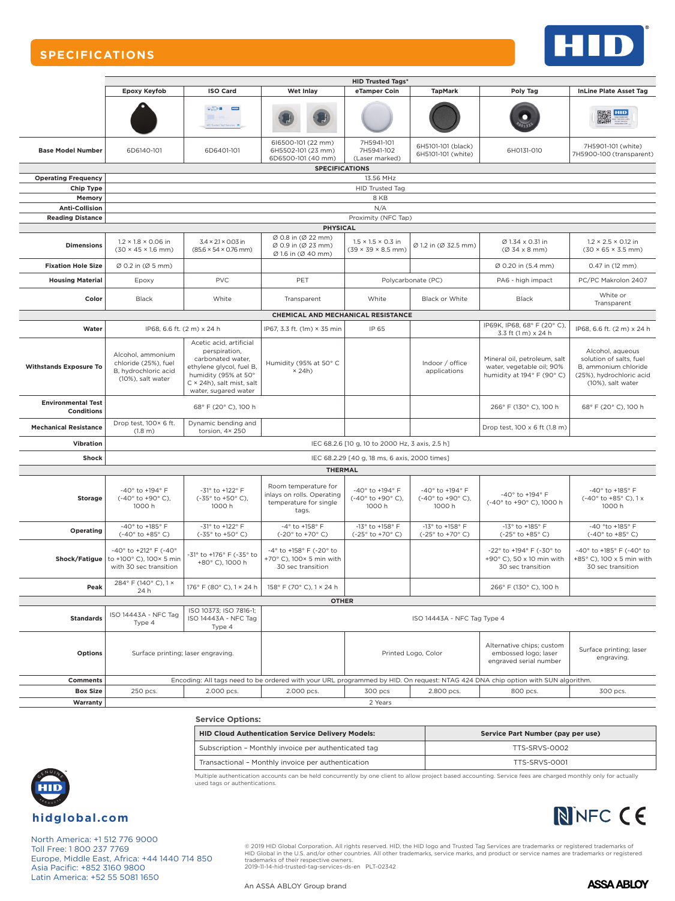## SPECIFICATIONS

| | HID Trusted Tags* | | | | | | |
|---|---|---|---|---|---|---|---|
| | Epoxy Keyfob | ISO Card | Wet Inlay | eTamper Coin | TapMark | Poly Tag | InLine Plate Asset Tag |
| Base Model Number | 6D6140-101 | 6D6401-101 | 6I6500-101 (22 mm) 6H5502-101 (23 mm) 6D6500-101 (40 mm) | 7H5941-101 7H5941-102 (Laser marked) | 6H5101-101 (black) 6H5101-101 (white) | 6H0131-010 | 7H5901-101 (white) 7H5900-100 (transparent) |
| **SPECIFICATIONS** | | | | | | | |
| Operating Frequency | 13.56 MHz | | | | | | |
| Chip Type | HID Trusted Tag | | | | | | |
| Memory | 8 KB | | | | | | |
| Anti-Collision | N/A | | | | | | |
| Reading Distance | Proximity (NFC Tap) | | | | | | |
| **PHYSICAL** | | | | | | | |
| Dimensions | 1.2 × 1.8 × 0.06 in (30 × 45 × 1.6 mm) | 3.4 × 2.1 × 0.03 in (85.6 × 54 × 0.76 mm) | Ø 0.8 in (Ø 22 mm) Ø 0.9 in (Ø 23 mm) Ø 1.6 in (Ø 40 mm) | 1.5 × 1.5 × 0.3 in (39 × 39 × 8.5 mm) | Ø 1.2 in (Ø 32.5 mm) | Ø 1.34 x 0.31 in (Ø 34 x 8 mm) | 1.2 × 2.5 × 0.12 in (30 × 65 × 3.5 mm) |
| Fixation Hole Size | Ø 0.2 in (Ø 5 mm) | | | | | Ø 0.20 in (5.4 mm) | 0.47 in (12 mm) |
| Housing Material | Epoxy | PVC | PET | Polycarbonate (PC) | | PA6 - high impact | PC/PC Makrolon 2407 |
| Color | Black | White | Transparent | White | Black or White | Black | White or Transparent |
| **CHEMICAL AND MECHANICAL RESISTANCE** | | | | | | | |
| Water | IP68, 6.6 ft. (2 m) x 24 h | | IP67, 3.3 ft. (1m) × 35 min | IP 65 | | IP69K, IP68, 68° F (20° C), 3.3 ft (1 m) x 24 h | IP68, 6.6 ft. (2 m) x 24 h |
| Withstands Exposure To | Alcohol, ammonium chloride (25%), fuel B, hydrochloric acid (10%), salt water | Acetic acid, artificial perspiration, carbonated water, ethylene glycol, fuel B, humidity (95% at 50° C × 24h), salt mist, salt water, sugared water | Humidity (95% at 50° C × 24h) | | Indoor / office applications | Mineral oil, petroleum, salt water, vegetable oil; 90% humidity at 194° F (90° C) | Alcohol, aqueous solution of salts, fuel B, ammonium chloride (25%), hydrochloric acid (10%), salt water |
| Environmental Test Conditions | 68° F (20° C), 100 h | | | | | 266° F (130° C), 100 h | 68° F (20° C), 100 h |
| Mechanical Resistance | Drop test, 100× 6 ft. (1.8 m) | Dynamic bending and torsion, 4× 250 | | | | Drop test, 100 x 6 ft (1.8 m) | |
| Vibration | IEC 68.2.6 [10 g, 10 to 2000 Hz, 3 axis, 2.5 h] | | | | | | |
| Shock | IEC 68.2.29 [40 g, 18 ms, 6 axis, 2000 times] | | | | | | |
| **THERMAL** | | | | | | | |
| Storage | -40° to +194° F (-40° to +90° C), 1000 h | -31° to +122° F (-35° to +50° C), 1000 h | Room temperature for inlays on rolls. Operating temperature for single tags. | -40° to +194° F (-40° to +90° C), 1000 h | -40° to +194° F (-40° to +90° C), 1000 h | -40° to +194° F (-40° to +90° C), 1000 h | -40° to +185° F (-40° to +85° C), 1 x 1000 h |
| Operating | -40° to +185° F (-40° to +85° C) | -31° to +122° F (-35° to +50° C) | -4° to +158° F (-20° to +70° C) | -13° to +158° F (-25° to +70° C) | -13° to +158° F (-25° to +70° C) | -13° to +185° F (-25° to +85° C) | -40 °to +185° F (-40° to +85° C) |
| Shock/Fatigue | -40° to +212° F (-40° to +100° C), 100× 5 min with 30 sec transition | -31° to +176° F (-35° to +80° C), 1000 h | -4° to +158° F (-20° to +70° C), 100× 5 min with 30 sec transition | | | -22° to +194° F (-30° to +90° C), 50 x 10 min with 30 sec transition | -40° to +185° F (-40° to +85° C), 100 x 5 min with 30 sec transition |
| Peak | 284° F (140° C), 1 × 24 h | 176° F (80° C), 1 × 24 h | 158° F (70° C), 1 × 24 h | | | 266° F (130° C), 100 h | |
| **OTHER** | | | | | | | |
| Standards | ISO 14443A - NFC Tag Type 4 | ISO 10373; ISO 7816-1; ISO 14443A - NFC Tag Type 4 | ISO 14443A - NFC Tag Type 4 | | | | |
| Options | Surface printing; laser engraving. | | | Printed Logo, Color | | Alternative chips; custom embossed logo; laser engraved serial number | Surface printing; laser engraving. |
| Comments | Encoding: All tags need to be ordered with your URL programmed by HID. On request: NTAG 424 DNA chip option with SUN algorithm. | | | | | | |
| Box Size | 250 pcs. | 2.000 pcs. | 2.000 pcs. | 300 pcs | 2.800 pcs. | 800 pcs. | 300 pcs. |
| Warranty | 2 Years | | | | | | |

**Service Options:**

| HID Cloud Authentication Service Delivery Models: | Service Part Number (pay per use) |
|---|---|
| Subscription – Monthly invoice per authenticated tag | TTS-SRVS-0002 |
| Transactional – Monthly invoice per authentication | TTS-SRVS-0001 |

Multiple authentication accounts can be held concurrently by one client to allow project based accounting. Service fees are charged monthly only for actually used tags or authentications.

**hidglobal.com**

North America: +1 512 776 9000
Toll Free: 1 800 237 7769
Europe, Middle East, Africa: +44 1440 714 850
Asia Pacific: +852 3160 9800
Latin America: +52 55 5081 1650

© 2019 HID Global Corporation. All rights reserved. HID, the HID logo and Trusted Tag Services are trademarks or registered trademarks of HID Global in the U.S. and/or other countries. All other trademarks, service marks, and product or service names are trademarks or registered trademarks of their respective owners.
2019-11-14-hid-trusted-tag-services-ds-en PLT-02342

An ASSA ABLOY Group brand